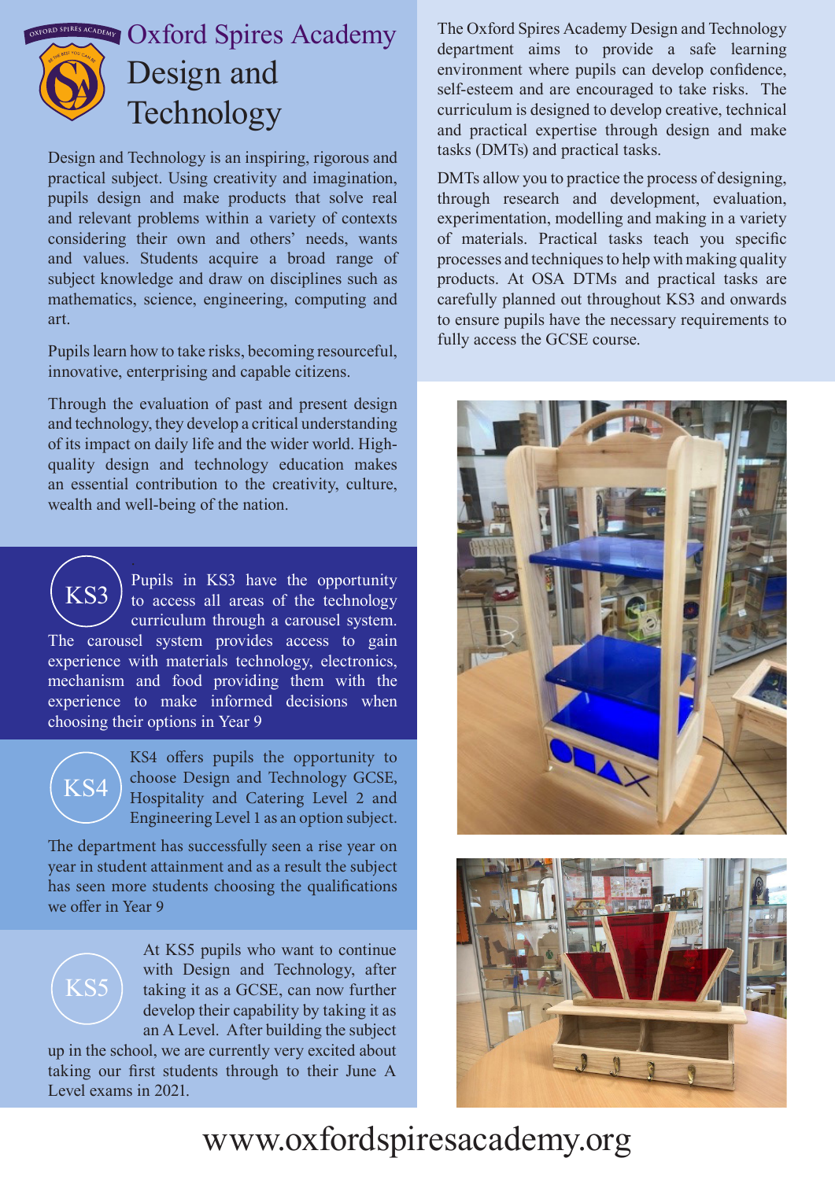# Oxford Spires Academy Design and Technology

Design and Technology is an inspiring, rigorous and practical subject. Using creativity and imagination, pupils design and make products that solve real and relevant problems within a variety of contexts considering their own and others' needs, wants and values. Students acquire a broad range of subject knowledge and draw on disciplines such as mathematics, science, engineering, computing and art.

Pupils learn how to take risks, becoming resourceful, innovative, enterprising and capable citizens.

Through the evaluation of past and present design and technology, they develop a critical understanding of its impact on daily life and the wider world. High-quality design and technology education makes an essential contribution to the creativity, culture, wealth and well-being of the nation.

## KS3

Pupils in KS3 have the opportunity to access all areas of the technology curriculum through a carousel system. The carousel system provides access to gain experience with materials technology, electronics, mechanism and food providing them with the experience to make informed decisions when choosing their options in Year 9

## KS4

KS4 offers pupils the opportunity to choose Design and Technology GCSE, Hospitality and Catering Level 2 and Engineering Level 1 as an option subject.

The department has successfully seen a rise year on year in student attainment and as a result the subject has seen more students choosing the qualifications we offer in Year 9

## KS5

At KS5 pupils who want to continue with Design and Technology, after taking it as a GCSE, can now further develop their capability by taking it as an A Level. After building the subject up in the school, we are currently very excited about taking our first students through to their June A Level exams in 2021.

The Oxford Spires Academy Design and Technology department aims to provide a safe learning environment where pupils can develop confidence, self-esteem and are encouraged to take risks. The curriculum is designed to develop creative, technical and practical expertise through design and make tasks (DMTs) and practical tasks.

DMTs allow you to practice the process of designing, through research and development, evaluation, experimentation, modelling and making in a variety of materials. Practical tasks teach you specific processes and techniques to help with making quality products. At OSA DTMs and practical tasks are carefully planned out throughout KS3 and onwards to ensure pupils have the necessary requirements to fully access the GCSE course.

www.oxfordspiresacademy.org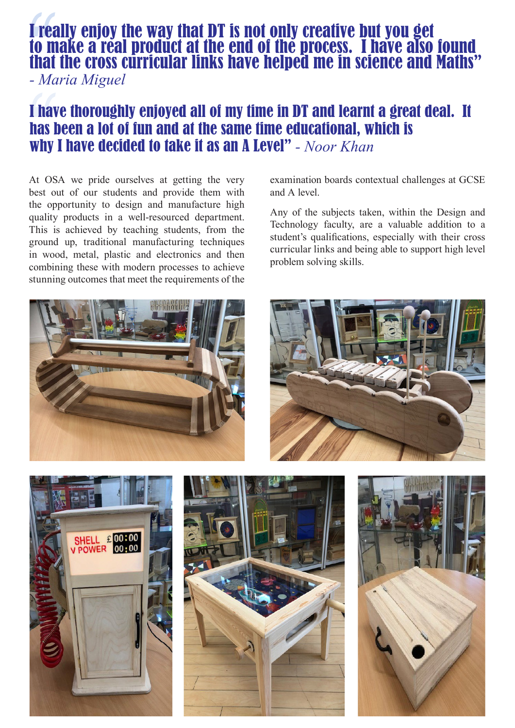**"I really enjoy the way that DT is not only creative but you get to make a real product at the end of the process. I have also found that the cross curricular links have helped me in science and Maths"** *- Maria Miguel*

**"I have thoroughly enjoyed all of my time in DT and learnt a great deal. It has been a lot of fun and at the same time educational, which is why I have decided to take it as an A Level"** *- Noor Khan*

At OSA we pride ourselves at getting the very best out of our students and provide them with the opportunity to design and manufacture high quality products in a well-resourced department. This is achieved by teaching students, from the ground up, traditional manufacturing techniques in wood, metal, plastic and electronics and then combining these with modern processes to achieve stunning outcomes that meet the requirements of the examination boards contextual challenges at GCSE and A level.

Any of the subjects taken, within the Design and Technology faculty, are a valuable addition to a student's qualifications, especially with their cross curricular links and being able to support high level problem solving skills.